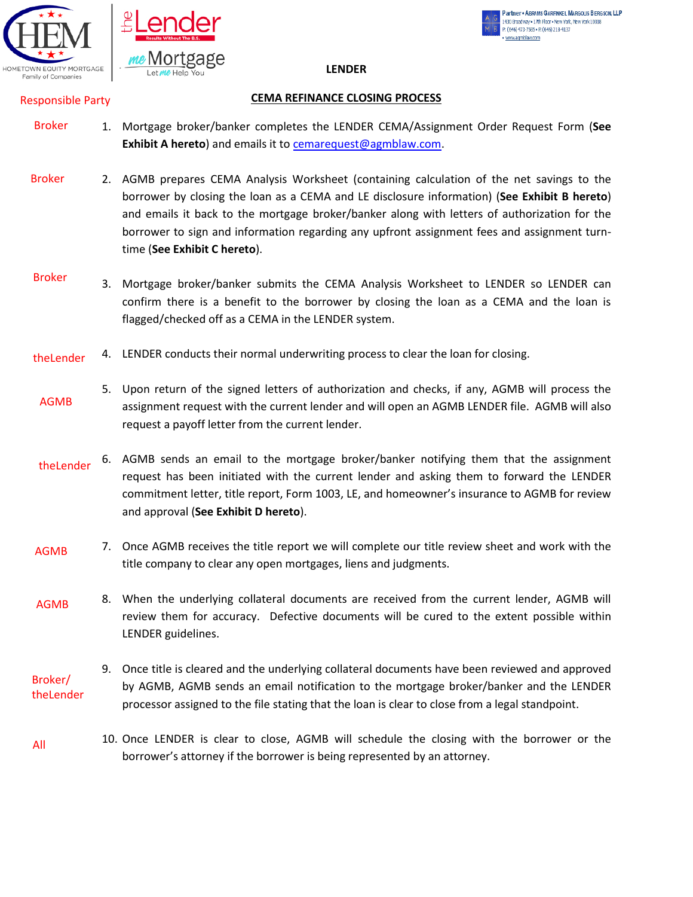HEM HOMETOWN EQUITY MORTGAGE Family of Companies

theLender Results Without The B.S.

meMortgage Let me Help You

Partner • Abrams Garfinkel Margolis Bergson, LLP
1430 Broadway • 17th Floor • New York, New York 10018
P: (646) 473-7565 • F: (646) 218-4137
• www.agmblaw.com

**LENDER**

**CEMA REFINANCE CLOSING PROCESS**

| Responsible Party | | |
|---|---|---|
| Broker | 1. | Mortgage broker/banker completes the LENDER CEMA/Assignment Order Request Form (**See Exhibit A hereto**) and emails it to cemarequest@agmblaw.com. |
| Broker | 2. | AGMB prepares CEMA Analysis Worksheet (containing calculation of the net savings to the borrower by closing the loan as a CEMA and LE disclosure information) (**See Exhibit B hereto**) and emails it back to the mortgage broker/banker along with letters of authorization for the borrower to sign and information regarding any upfront assignment fees and assignment turn-time (**See Exhibit C hereto**). |
| Broker | 3. | Mortgage broker/banker submits the CEMA Analysis Worksheet to LENDER so LENDER can confirm there is a benefit to the borrower by closing the loan as a CEMA and the loan is flagged/checked off as a CEMA in the LENDER system. |
| theLender | 4. | LENDER conducts their normal underwriting process to clear the loan for closing. |
| AGMB | 5. | Upon return of the signed letters of authorization and checks, if any, AGMB will process the assignment request with the current lender and will open an AGMB LENDER file. AGMB will also request a payoff letter from the current lender. |
| theLender | 6. | AGMB sends an email to the mortgage broker/banker notifying them that the assignment request has been initiated with the current lender and asking them to forward the LENDER commitment letter, title report, Form 1003, LE, and homeowner's insurance to AGMB for review and approval (**See Exhibit D hereto**). |
| AGMB | 7. | Once AGMB receives the title report we will complete our title review sheet and work with the title company to clear any open mortgages, liens and judgments. |
| AGMB | 8. | When the underlying collateral documents are received from the current lender, AGMB will review them for accuracy. Defective documents will be cured to the extent possible within LENDER guidelines. |
| Broker/ theLender | 9. | Once title is cleared and the underlying collateral documents have been reviewed and approved by AGMB, AGMB sends an email notification to the mortgage broker/banker and the LENDER processor assigned to the file stating that the loan is clear to close from a legal standpoint. |
| All | 10. | Once LENDER is clear to close, AGMB will schedule the closing with the borrower or the borrower's attorney if the borrower is being represented by an attorney. |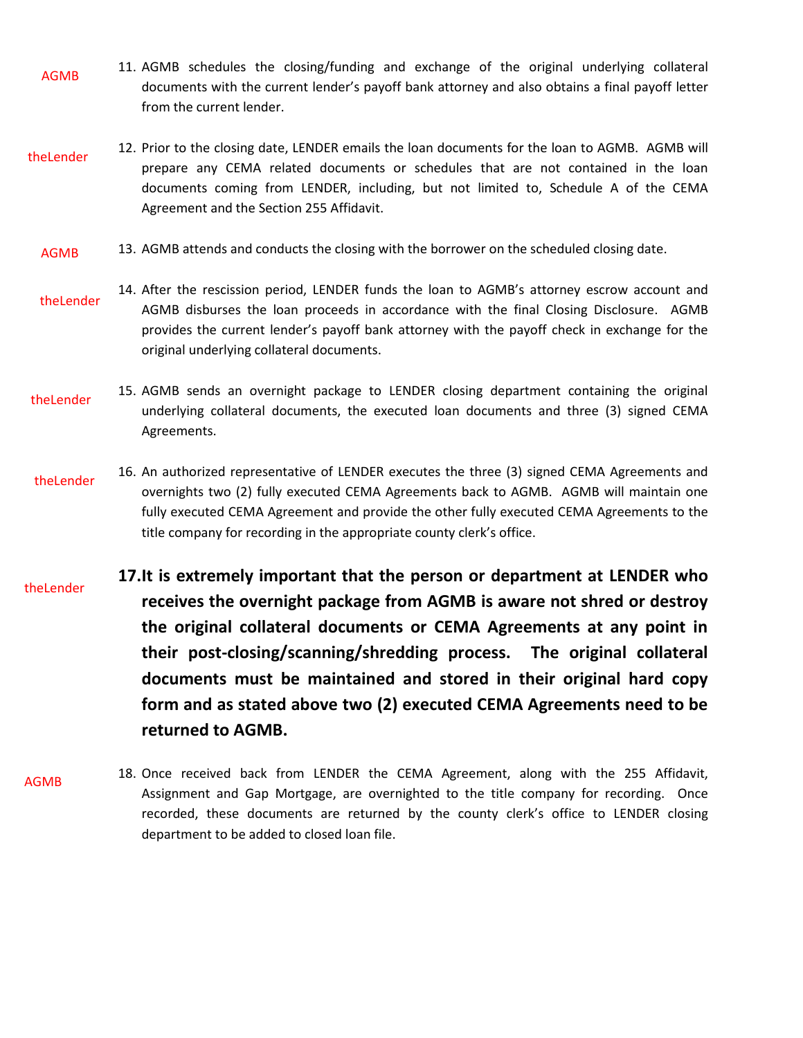AGMB

11. AGMB schedules the closing/funding and exchange of the original underlying collateral documents with the current lender's payoff bank attorney and also obtains a final payoff letter from the current lender.

theLender

12. Prior to the closing date, LENDER emails the loan documents for the loan to AGMB. AGMB will prepare any CEMA related documents or schedules that are not contained in the loan documents coming from LENDER, including, but not limited to, Schedule A of the CEMA Agreement and the Section 255 Affidavit.

AGMB

13. AGMB attends and conducts the closing with the borrower on the scheduled closing date.

theLender

14. After the rescission period, LENDER funds the loan to AGMB's attorney escrow account and AGMB disburses the loan proceeds in accordance with the final Closing Disclosure. AGMB provides the current lender's payoff bank attorney with the payoff check in exchange for the original underlying collateral documents.

theLender

15. AGMB sends an overnight package to LENDER closing department containing the original underlying collateral documents, the executed loan documents and three (3) signed CEMA Agreements.

theLender

16. An authorized representative of LENDER executes the three (3) signed CEMA Agreements and overnights two (2) fully executed CEMA Agreements back to AGMB. AGMB will maintain one fully executed CEMA Agreement and provide the other fully executed CEMA Agreements to the title company for recording in the appropriate county clerk's office.

theLender

17. **It is extremely important that the person or department at LENDER who receives the overnight package from AGMB is aware not shred or destroy the original collateral documents or CEMA Agreements at any point in their post-closing/scanning/shredding process. The original collateral documents must be maintained and stored in their original hard copy form and as stated above two (2) executed CEMA Agreements need to be returned to AGMB.**

AGMB

18. Once received back from LENDER the CEMA Agreement, along with the 255 Affidavit, Assignment and Gap Mortgage, are overnighted to the title company for recording. Once recorded, these documents are returned by the county clerk's office to LENDER closing department to be added to closed loan file.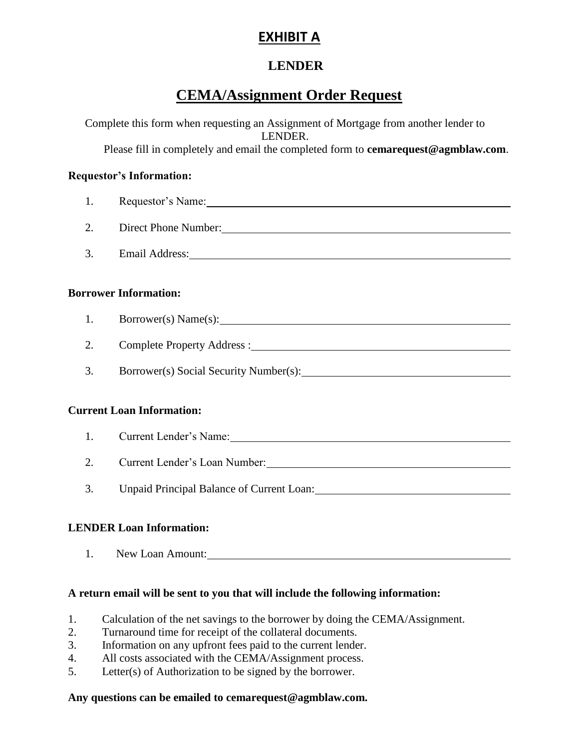# EXHIBIT A

## LENDER

## CEMA/Assignment Order Request

Complete this form when requesting an Assignment of Mortgage from another lender to LENDER.
Please fill in completely and email the completed form to **cemarequest@agmblaw.com**.

**Requestor's Information:**

1. Requestor's Name: ______________________________
2. Direct Phone Number: ______________________________
3. Email Address: ______________________________

**Borrower Information:**

1. Borrower(s) Name(s): ______________________________
2. Complete Property Address : ______________________________
3. Borrower(s) Social Security Number(s): ______________________________

**Current Loan Information:**

1. Current Lender's Name: ______________________________
2. Current Lender's Loan Number: ______________________________
3. Unpaid Principal Balance of Current Loan: ______________________________

**LENDER Loan Information:**

1. New Loan Amount: ______________________________

**A return email will be sent to you that will include the following information:**

1. Calculation of the net savings to the borrower by doing the CEMA/Assignment.
2. Turnaround time for receipt of the collateral documents.
3. Information on any upfront fees paid to the current lender.
4. All costs associated with the CEMA/Assignment process.
5. Letter(s) of Authorization to be signed by the borrower.

**Any questions can be emailed to cemarequest@agmblaw.com.**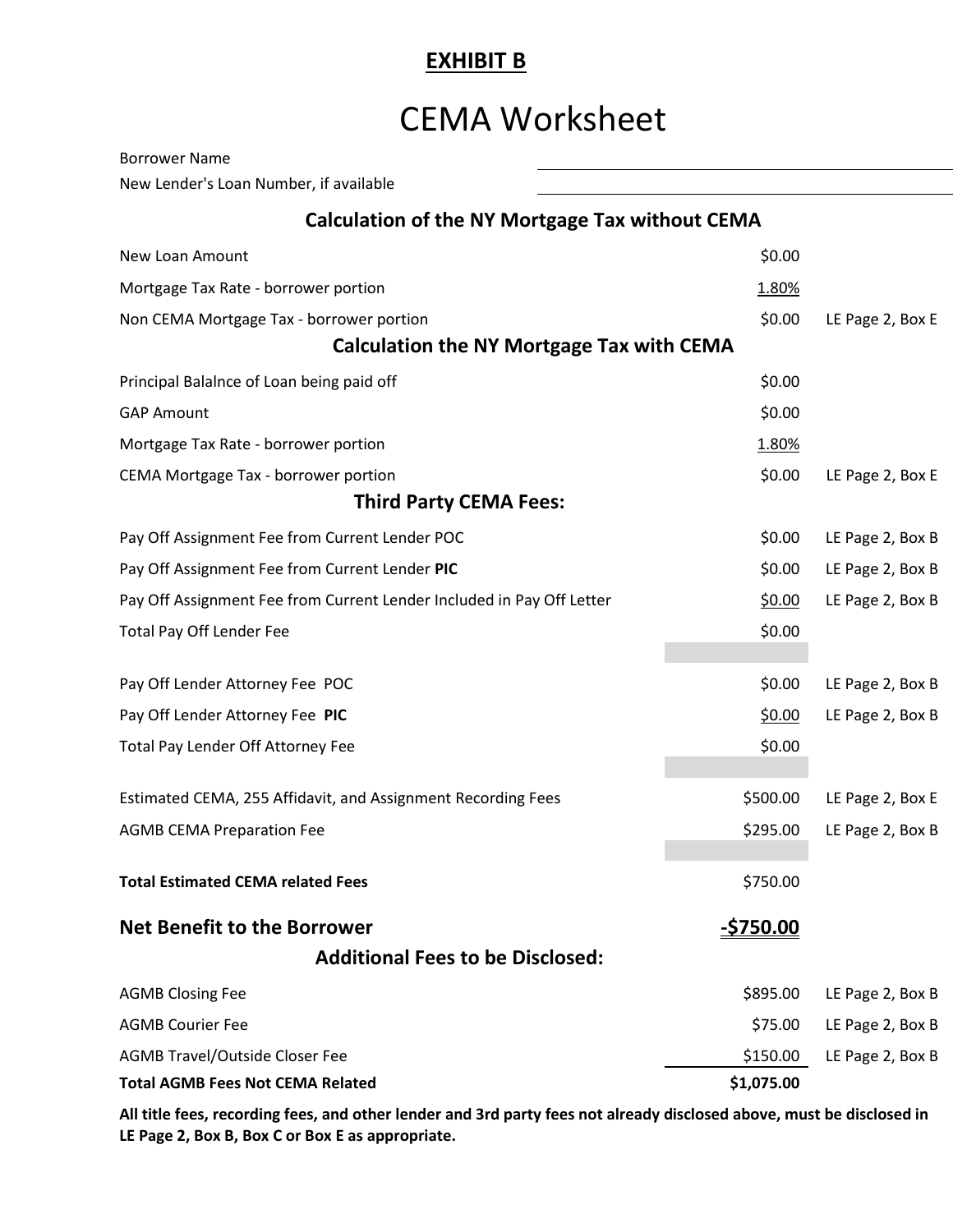**EXHIBIT B**

# CEMA Worksheet

Borrower Name ______________________

New Lender's Loan Number, if available ______________________

## Calculation of the NY Mortgage Tax without CEMA

| | | |
|---|---|---|
| New Loan Amount | $0.00 | |
| Mortgage Tax Rate - borrower portion | 1.80% | |
| Non CEMA Mortgage Tax - borrower portion | $0.00 | LE Page 2, Box E |

## Calculation the NY Mortgage Tax with CEMA

| | | |
|---|---|---|
| Principal Balalnce of Loan being paid off | $0.00 | |
| GAP Amount | $0.00 | |
| Mortgage Tax Rate - borrower portion | 1.80% | |
| CEMA Mortgage Tax - borrower portion | $0.00 | LE Page 2, Box E |

## Third Party CEMA Fees:

| | | |
|---|---|---|
| Pay Off Assignment Fee from Current Lender POC | $0.00 | LE Page 2, Box B |
| Pay Off Assignment Fee from Current Lender **PIC** | $0.00 | LE Page 2, Box B |
| Pay Off Assignment Fee from Current Lender Included in Pay Off Letter | $0.00 | LE Page 2, Box B |
| Total Pay Off Lender Fee | $0.00 | |
| Pay Off Lender Attorney Fee POC | $0.00 | LE Page 2, Box B |
| Pay Off Lender Attorney Fee **PIC** | $0.00 | LE Page 2, Box B |
| Total Pay Lender Off Attorney Fee | $0.00 | |
| Estimated CEMA, 255 Affidavit, and Assignment Recording Fees | $500.00 | LE Page 2, Box E |
| AGMB CEMA Preparation Fee | $295.00 | LE Page 2, Box B |
| **Total Estimated CEMA related Fees** | $750.00 | |
| **Net Benefit to the Borrower** | **-$750.00** | |

## Additional Fees to be Disclosed:

| | | |
|---|---|---|
| AGMB Closing Fee | $895.00 | LE Page 2, Box B |
| AGMB Courier Fee | $75.00 | LE Page 2, Box B |
| AGMB Travel/Outside Closer Fee | $150.00 | LE Page 2, Box B |
| **Total AGMB Fees Not CEMA Related** | **$1,075.00** | |

**All title fees, recording fees, and other lender and 3rd party fees not already disclosed above, must be disclosed in LE Page 2, Box B, Box C or Box E as appropriate.**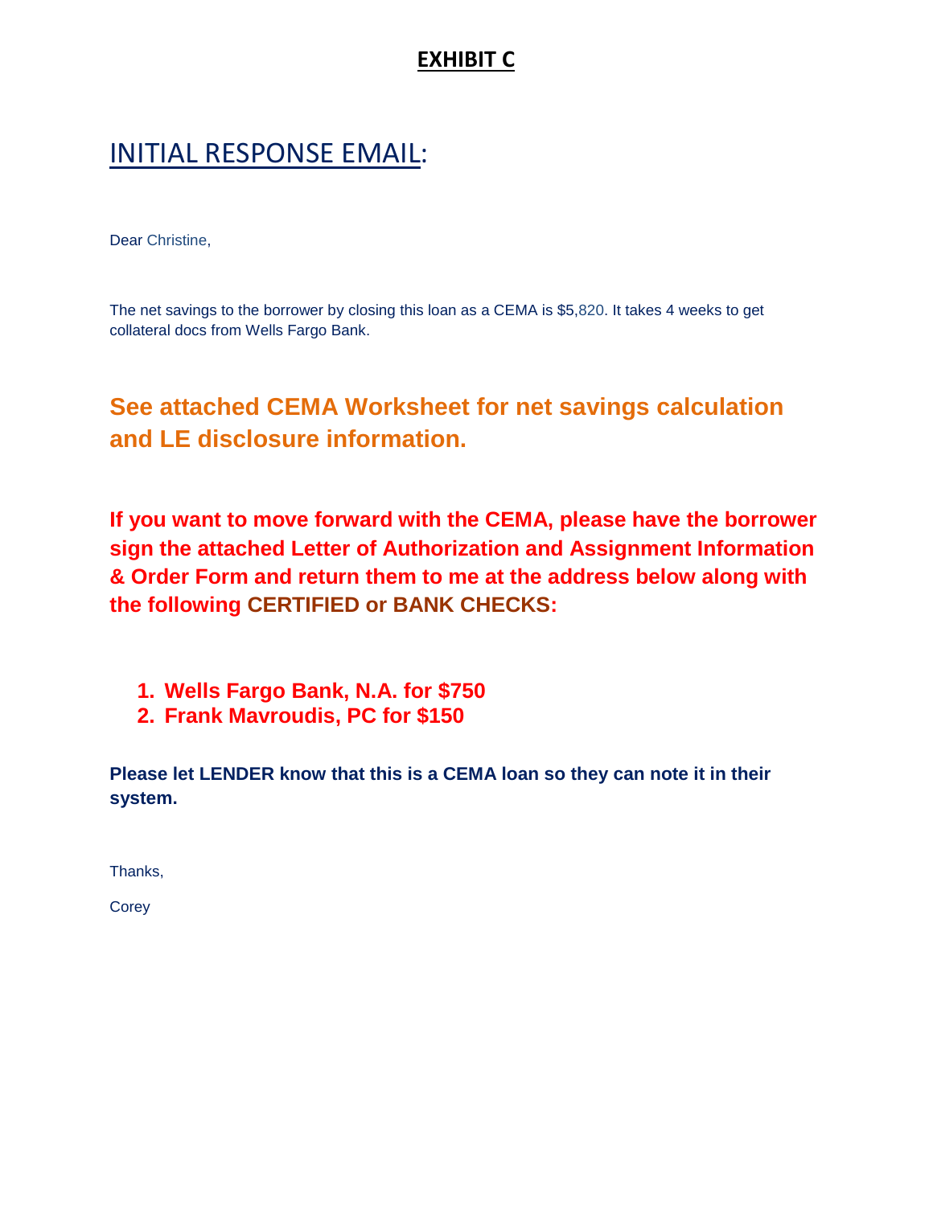# EXHIBIT C

## INITIAL RESPONSE EMAIL:

Dear Christine,

The net savings to the borrower by closing this loan as a CEMA is $5,820. It takes 4 weeks to get collateral docs from Wells Fargo Bank.

**See attached CEMA Worksheet for net savings calculation and LE disclosure information.**

**If you want to move forward with the CEMA, please have the borrower sign the attached Letter of Authorization and Assignment Information & Order Form and return them to me at the address below along with the following CERTIFIED or BANK CHECKS:**

1. **Wells Fargo Bank, N.A. for $750**
2. **Frank Mavroudis, PC for $150**

**Please let LENDER know that this is a CEMA loan so they can note it in their system.**

Thanks,

Corey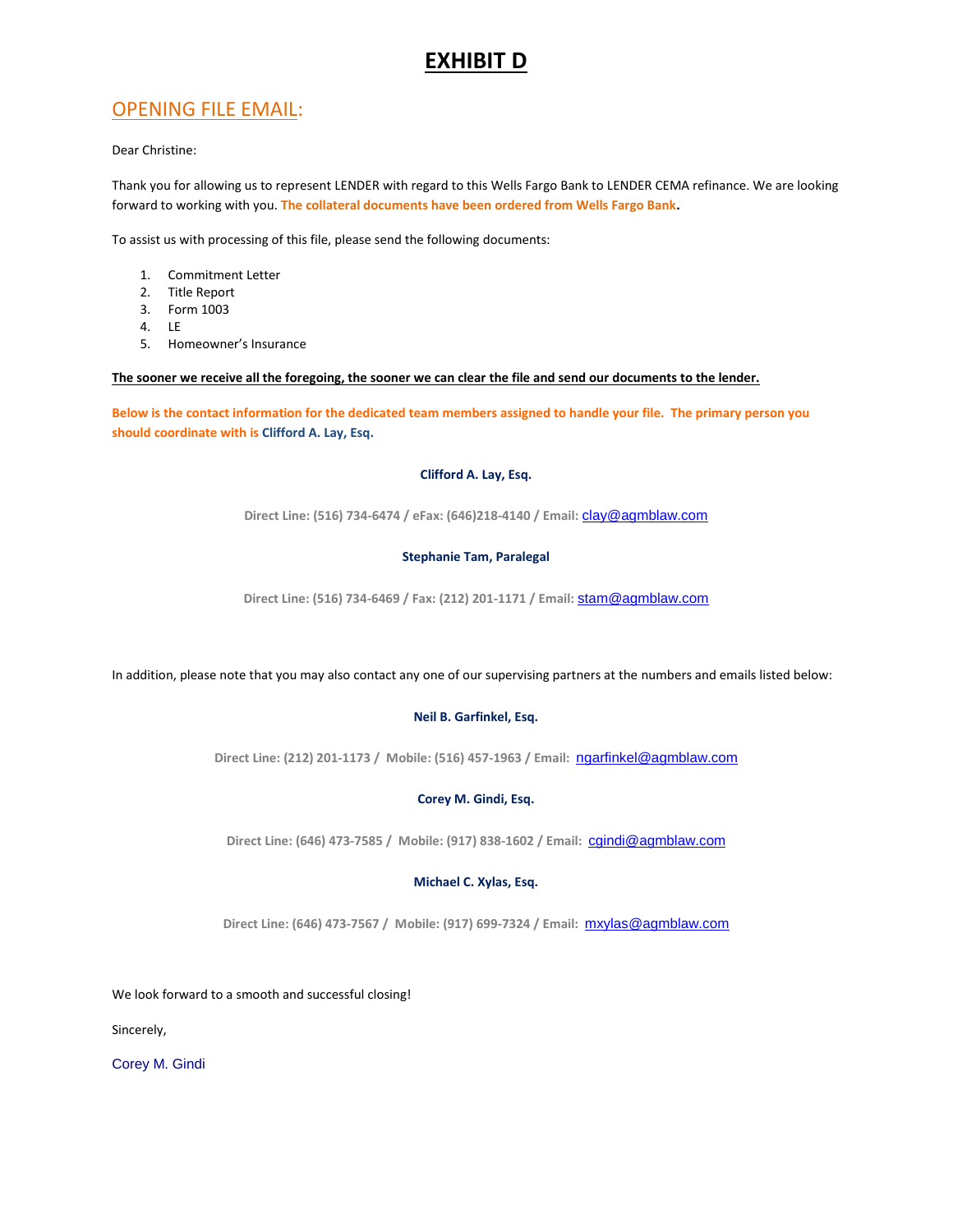# EXHIBIT D

## OPENING FILE EMAIL:

Dear Christine:

Thank you for allowing us to represent LENDER with regard to this Wells Fargo Bank to LENDER CEMA refinance. We are looking forward to working with you. **The collateral documents have been ordered from Wells Fargo Bank.**

To assist us with processing of this file, please send the following documents:

1. Commitment Letter
2. Title Report
3. Form 1003
4. LE
5. Homeowner's Insurance

**The sooner we receive all the foregoing, the sooner we can clear the file and send our documents to the lender.**

**Below is the contact information for the dedicated team members assigned to handle your file. The primary person you should coordinate with is Clifford A. Lay, Esq.**

**Clifford A. Lay, Esq.**

**Direct Line: (516) 734-6474 / eFax: (646)218-4140 / Email:** clay@agmblaw.com

**Stephanie Tam, Paralegal**

**Direct Line: (516) 734-6469 / Fax: (212) 201-1171 / Email:** stam@agmblaw.com

In addition, please note that you may also contact any one of our supervising partners at the numbers and emails listed below:

**Neil B. Garfinkel, Esq.**

**Direct Line: (212) 201-1173 / Mobile: (516) 457-1963 / Email:** ngarfinkel@agmblaw.com

**Corey M. Gindi, Esq.**

**Direct Line: (646) 473-7585 / Mobile: (917) 838-1602 / Email:** cgindi@agmblaw.com

**Michael C. Xylas, Esq.**

**Direct Line: (646) 473-7567 / Mobile: (917) 699-7324 / Email:** mxylas@agmblaw.com

We look forward to a smooth and successful closing!

Sincerely,

Corey M. Gindi